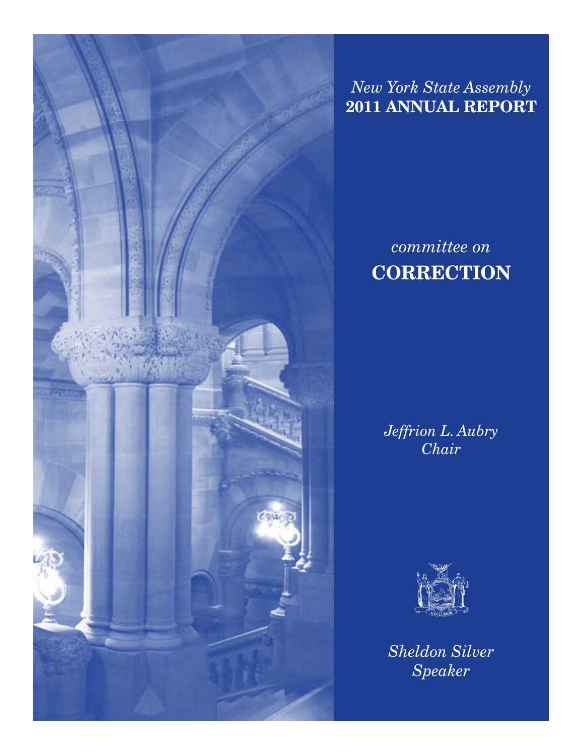*New York State Assembly*
**2011 ANNUAL REPORT**

*committee on*
# CORRECTION

*Jeffrion L. Aubry*
*Chair*

*Sheldon Silver*
*Speaker*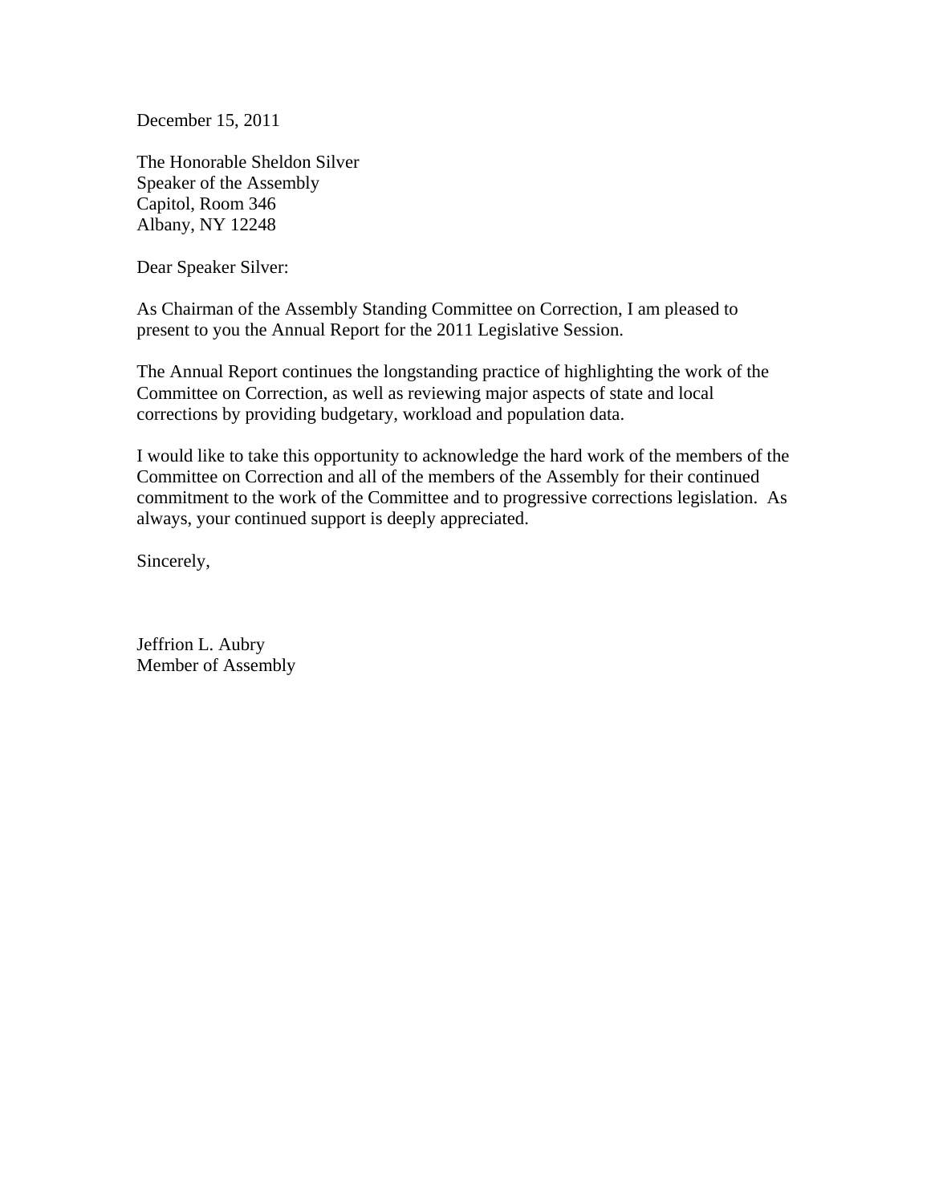December 15, 2011

The Honorable Sheldon Silver  
Speaker of the Assembly  
Capitol, Room 346  
Albany, NY 12248

Dear Speaker Silver:

As Chairman of the Assembly Standing Committee on Correction, I am pleased to present to you the Annual Report for the 2011 Legislative Session.

The Annual Report continues the longstanding practice of highlighting the work of the Committee on Correction, as well as reviewing major aspects of state and local corrections by providing budgetary, workload and population data.

I would like to take this opportunity to acknowledge the hard work of the members of the Committee on Correction and all of the members of the Assembly for their continued commitment to the work of the Committee and to progressive corrections legislation. As always, your continued support is deeply appreciated.

Sincerely,

Jeffrion L. Aubry  
Member of Assembly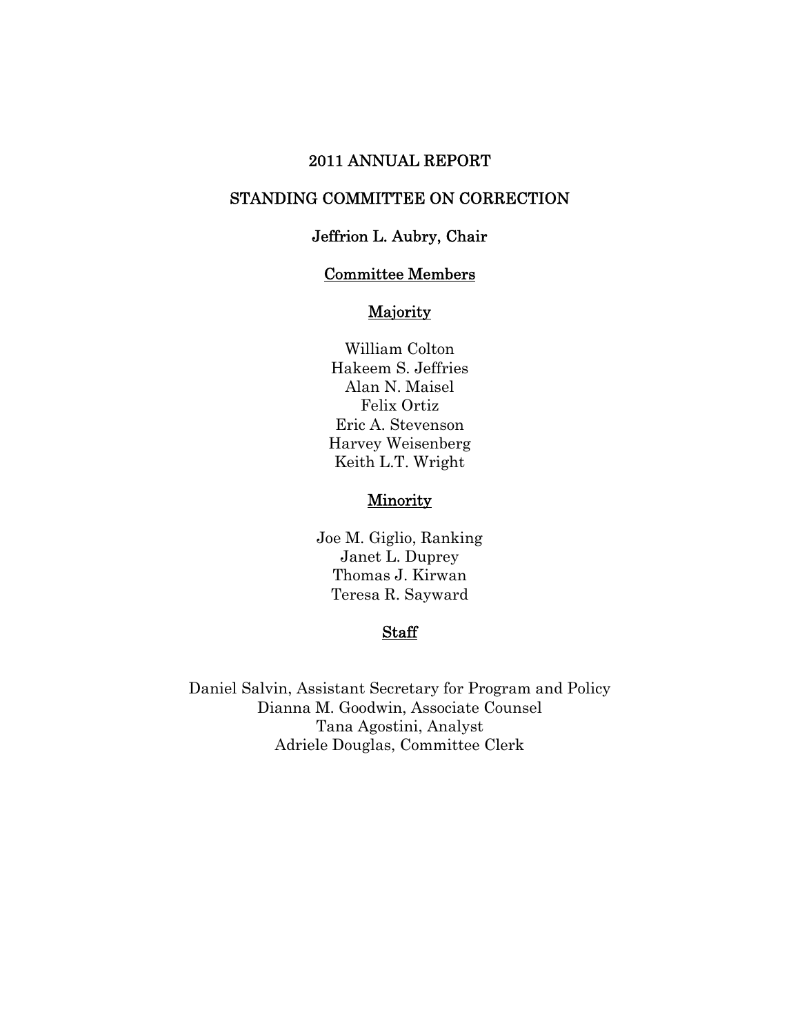# 2011 ANNUAL REPORT

# STANDING COMMITTEE ON CORRECTION

## Jeffrion L. Aubry, Chair

### Committee Members

### Majority

William Colton
Hakeem S. Jeffries
Alan N. Maisel
Felix Ortiz
Eric A. Stevenson
Harvey Weisenberg
Keith L.T. Wright

### Minority

Joe M. Giglio, Ranking
Janet L. Duprey
Thomas J. Kirwan
Teresa R. Sayward

### Staff

Daniel Salvin, Assistant Secretary for Program and Policy
Dianna M. Goodwin, Associate Counsel
Tana Agostini, Analyst
Adriele Douglas, Committee Clerk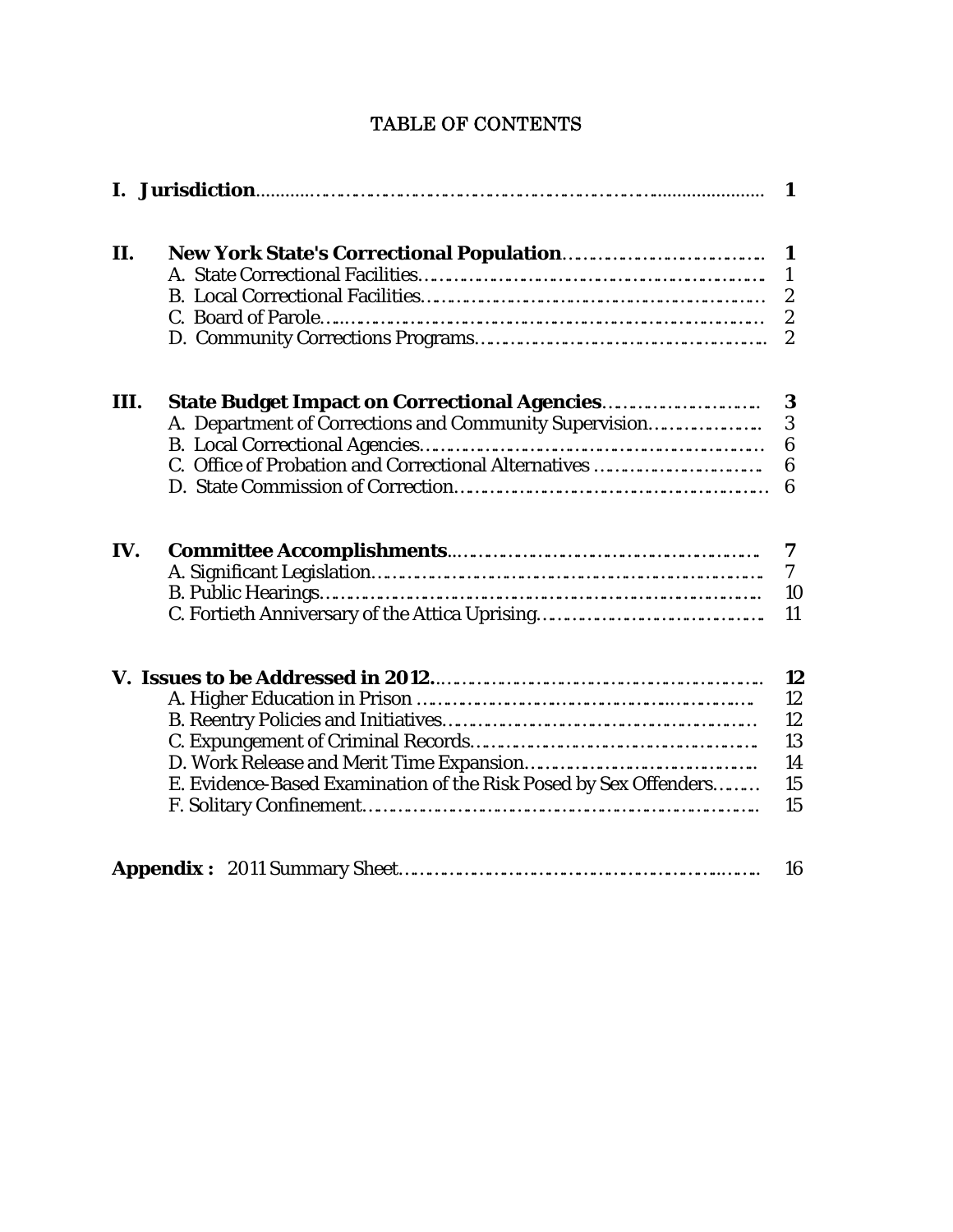# TABLE OF CONTENTS

| | | |
|---|---|---|
| **I.** | **Jurisdiction** | **1** |
| **II.** | **New York State's Correctional Population** | **1** |
| | A. State Correctional Facilities | 1 |
| | B. Local Correctional Facilities | 2 |
| | C. Board of Parole | 2 |
| | D. Community Corrections Programs | 2 |
| **III.** | **State Budget Impact on Correctional Agencies** | **3** |
| | A. Department of Corrections and Community Supervision | 3 |
| | B. Local Correctional Agencies | 6 |
| | C. Office of Probation and Correctional Alternatives | 6 |
| | D. State Commission of Correction | 6 |
| **IV.** | **Committee Accomplishments** | **7** |
| | A. Significant Legislation | 7 |
| | B. Public Hearings | 10 |
| | C. Fortieth Anniversary of the Attica Uprising | 11 |
| **V.** | **Issues to be Addressed in 2012** | **12** |
| | A. Higher Education in Prison | 12 |
| | B. Reentry Policies and Initiatives | 12 |
| | C. Expungement of Criminal Records | 13 |
| | D. Work Release and Merit Time Expansion | 14 |
| | E. Evidence-Based Examination of the Risk Posed by Sex Offenders | 15 |
| | F. Solitary Confinement | 15 |
| **Appendix :** | 2011 Summary Sheet | 16 |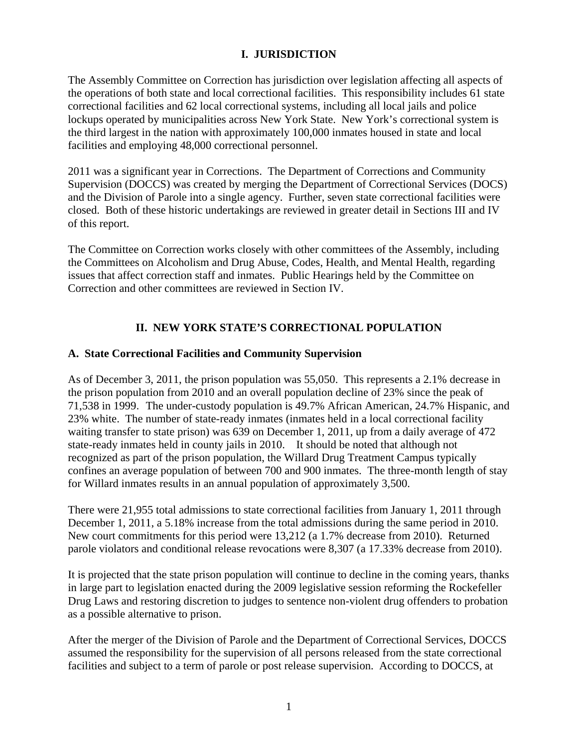## I. JURISDICTION

The Assembly Committee on Correction has jurisdiction over legislation affecting all aspects of the operations of both state and local correctional facilities. This responsibility includes 61 state correctional facilities and 62 local correctional systems, including all local jails and police lockups operated by municipalities across New York State. New York's correctional system is the third largest in the nation with approximately 100,000 inmates housed in state and local facilities and employing 48,000 correctional personnel.

2011 was a significant year in Corrections. The Department of Corrections and Community Supervision (DOCCS) was created by merging the Department of Correctional Services (DOCS) and the Division of Parole into a single agency. Further, seven state correctional facilities were closed. Both of these historic undertakings are reviewed in greater detail in Sections III and IV of this report.

The Committee on Correction works closely with other committees of the Assembly, including the Committees on Alcoholism and Drug Abuse, Codes, Health, and Mental Health, regarding issues that affect correction staff and inmates. Public Hearings held by the Committee on Correction and other committees are reviewed in Section IV.

## II. NEW YORK STATE'S CORRECTIONAL POPULATION

### A. State Correctional Facilities and Community Supervision

As of December 3, 2011, the prison population was 55,050. This represents a 2.1% decrease in the prison population from 2010 and an overall population decline of 23% since the peak of 71,538 in 1999. The under-custody population is 49.7% African American, 24.7% Hispanic, and 23% white. The number of state-ready inmates (inmates held in a local correctional facility waiting transfer to state prison) was 639 on December 1, 2011, up from a daily average of 472 state-ready inmates held in county jails in 2010. It should be noted that although not recognized as part of the prison population, the Willard Drug Treatment Campus typically confines an average population of between 700 and 900 inmates. The three-month length of stay for Willard inmates results in an annual population of approximately 3,500.

There were 21,955 total admissions to state correctional facilities from January 1, 2011 through December 1, 2011, a 5.18% increase from the total admissions during the same period in 2010. New court commitments for this period were 13,212 (a 1.7% decrease from 2010). Returned parole violators and conditional release revocations were 8,307 (a 17.33% decrease from 2010).

It is projected that the state prison population will continue to decline in the coming years, thanks in large part to legislation enacted during the 2009 legislative session reforming the Rockefeller Drug Laws and restoring discretion to judges to sentence non-violent drug offenders to probation as a possible alternative to prison.

After the merger of the Division of Parole and the Department of Correctional Services, DOCCS assumed the responsibility for the supervision of all persons released from the state correctional facilities and subject to a term of parole or post release supervision. According to DOCCS, at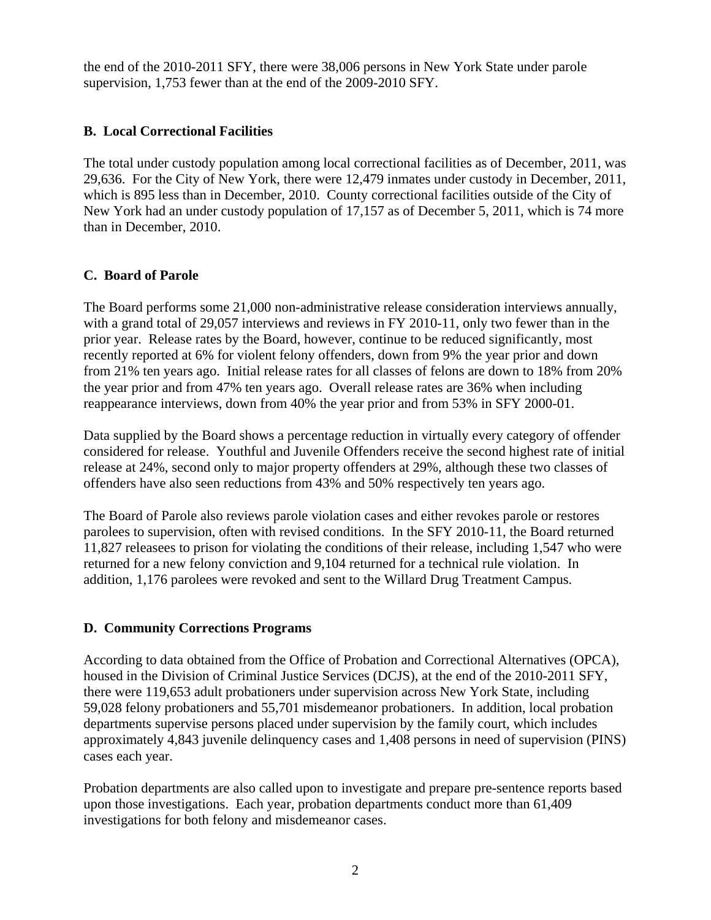the end of the 2010-2011 SFY, there were 38,006 persons in New York State under parole supervision, 1,753 fewer than at the end of the 2009-2010 SFY.

### B. Local Correctional Facilities

The total under custody population among local correctional facilities as of December, 2011, was 29,636. For the City of New York, there were 12,479 inmates under custody in December, 2011, which is 895 less than in December, 2010. County correctional facilities outside of the City of New York had an under custody population of 17,157 as of December 5, 2011, which is 74 more than in December, 2010.

### C. Board of Parole

The Board performs some 21,000 non-administrative release consideration interviews annually, with a grand total of 29,057 interviews and reviews in FY 2010-11, only two fewer than in the prior year. Release rates by the Board, however, continue to be reduced significantly, most recently reported at 6% for violent felony offenders, down from 9% the year prior and down from 21% ten years ago. Initial release rates for all classes of felons are down to 18% from 20% the year prior and from 47% ten years ago. Overall release rates are 36% when including reappearance interviews, down from 40% the year prior and from 53% in SFY 2000-01.

Data supplied by the Board shows a percentage reduction in virtually every category of offender considered for release. Youthful and Juvenile Offenders receive the second highest rate of initial release at 24%, second only to major property offenders at 29%, although these two classes of offenders have also seen reductions from 43% and 50% respectively ten years ago.

The Board of Parole also reviews parole violation cases and either revokes parole or restores parolees to supervision, often with revised conditions. In the SFY 2010-11, the Board returned 11,827 releasees to prison for violating the conditions of their release, including 1,547 who were returned for a new felony conviction and 9,104 returned for a technical rule violation. In addition, 1,176 parolees were revoked and sent to the Willard Drug Treatment Campus.

### D. Community Corrections Programs

According to data obtained from the Office of Probation and Correctional Alternatives (OPCA), housed in the Division of Criminal Justice Services (DCJS), at the end of the 2010-2011 SFY, there were 119,653 adult probationers under supervision across New York State, including 59,028 felony probationers and 55,701 misdemeanor probationers. In addition, local probation departments supervise persons placed under supervision by the family court, which includes approximately 4,843 juvenile delinquency cases and 1,408 persons in need of supervision (PINS) cases each year.

Probation departments are also called upon to investigate and prepare pre-sentence reports based upon those investigations. Each year, probation departments conduct more than 61,409 investigations for both felony and misdemeanor cases.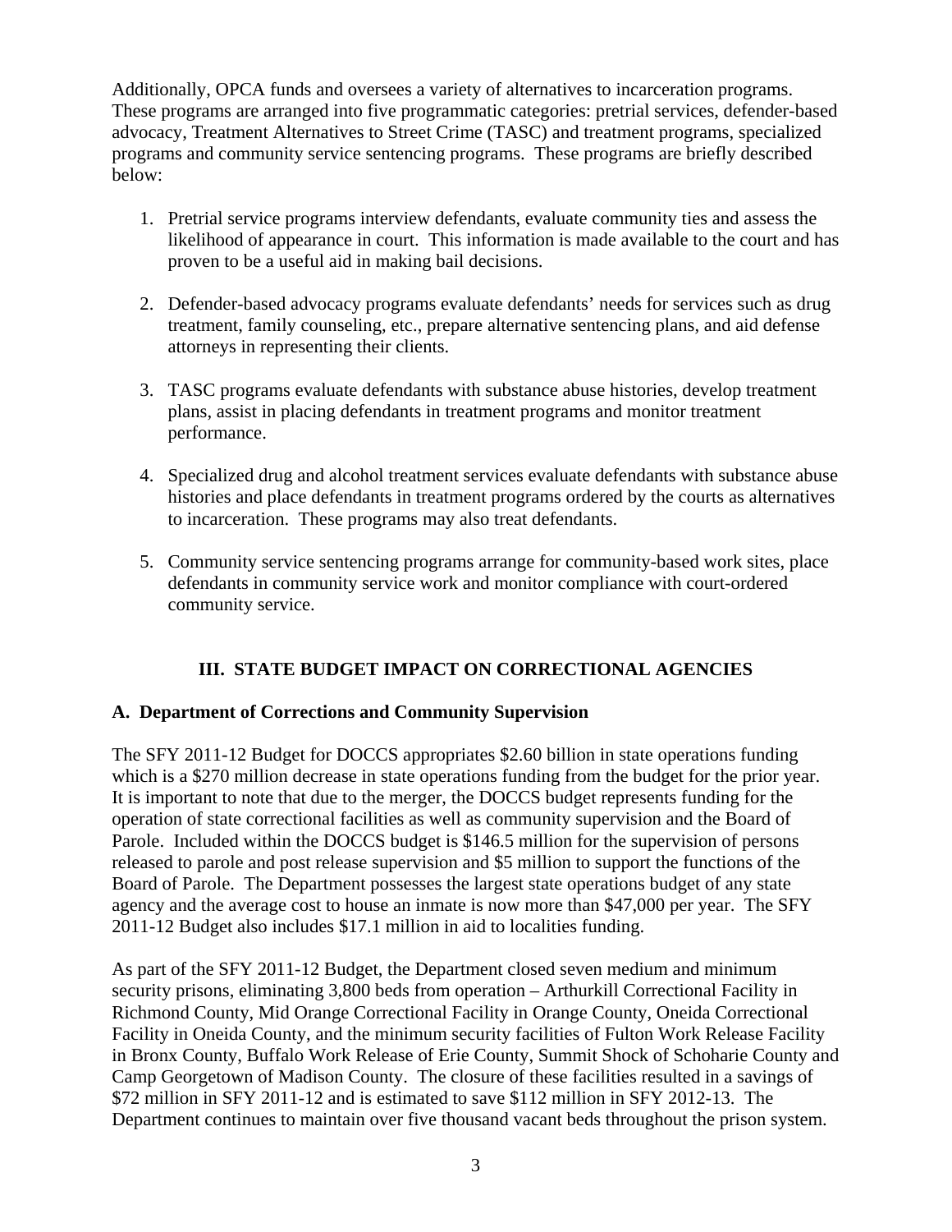Additionally, OPCA funds and oversees a variety of alternatives to incarceration programs. These programs are arranged into five programmatic categories: pretrial services, defender-based advocacy, Treatment Alternatives to Street Crime (TASC) and treatment programs, specialized programs and community service sentencing programs. These programs are briefly described below:

1. Pretrial service programs interview defendants, evaluate community ties and assess the likelihood of appearance in court. This information is made available to the court and has proven to be a useful aid in making bail decisions.

2. Defender-based advocacy programs evaluate defendants' needs for services such as drug treatment, family counseling, etc., prepare alternative sentencing plans, and aid defense attorneys in representing their clients.

3. TASC programs evaluate defendants with substance abuse histories, develop treatment plans, assist in placing defendants in treatment programs and monitor treatment performance.

4. Specialized drug and alcohol treatment services evaluate defendants with substance abuse histories and place defendants in treatment programs ordered by the courts as alternatives to incarceration. These programs may also treat defendants.

5. Community service sentencing programs arrange for community-based work sites, place defendants in community service work and monitor compliance with court-ordered community service.

## III. STATE BUDGET IMPACT ON CORRECTIONAL AGENCIES

### A. Department of Corrections and Community Supervision

The SFY 2011-12 Budget for DOCCS appropriates $2.60 billion in state operations funding which is a $270 million decrease in state operations funding from the budget for the prior year. It is important to note that due to the merger, the DOCCS budget represents funding for the operation of state correctional facilities as well as community supervision and the Board of Parole. Included within the DOCCS budget is $146.5 million for the supervision of persons released to parole and post release supervision and $5 million to support the functions of the Board of Parole. The Department possesses the largest state operations budget of any state agency and the average cost to house an inmate is now more than $47,000 per year. The SFY 2011-12 Budget also includes $17.1 million in aid to localities funding.

As part of the SFY 2011-12 Budget, the Department closed seven medium and minimum security prisons, eliminating 3,800 beds from operation – Arthurkill Correctional Facility in Richmond County, Mid Orange Correctional Facility in Orange County, Oneida Correctional Facility in Oneida County, and the minimum security facilities of Fulton Work Release Facility in Bronx County, Buffalo Work Release of Erie County, Summit Shock of Schoharie County and Camp Georgetown of Madison County. The closure of these facilities resulted in a savings of $72 million in SFY 2011-12 and is estimated to save $112 million in SFY 2012-13. The Department continues to maintain over five thousand vacant beds throughout the prison system.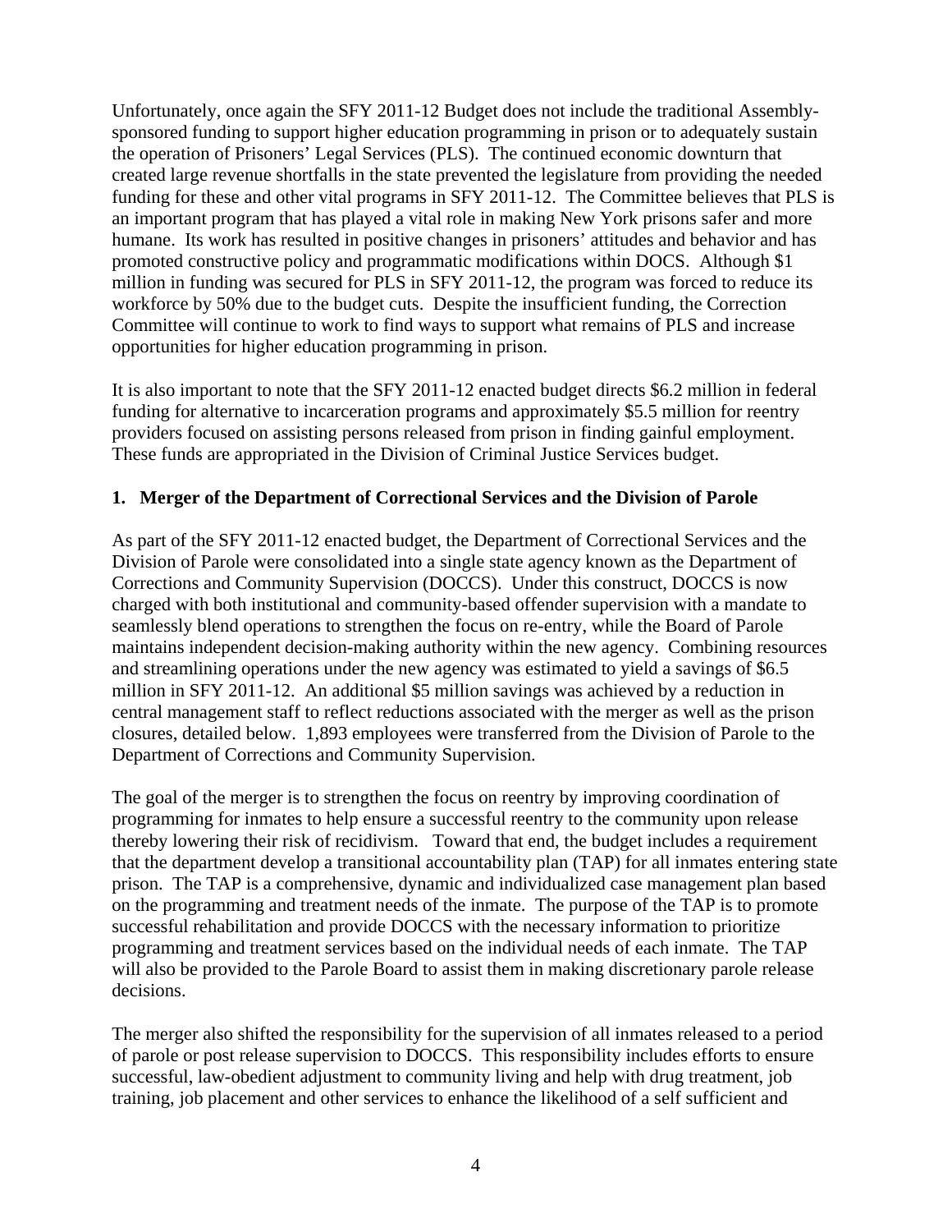Unfortunately, once again the SFY 2011-12 Budget does not include the traditional Assembly-sponsored funding to support higher education programming in prison or to adequately sustain the operation of Prisoners' Legal Services (PLS). The continued economic downturn that created large revenue shortfalls in the state prevented the legislature from providing the needed funding for these and other vital programs in SFY 2011-12. The Committee believes that PLS is an important program that has played a vital role in making New York prisons safer and more humane. Its work has resulted in positive changes in prisoners' attitudes and behavior and has promoted constructive policy and programmatic modifications within DOCS. Although $1 million in funding was secured for PLS in SFY 2011-12, the program was forced to reduce its workforce by 50% due to the budget cuts. Despite the insufficient funding, the Correction Committee will continue to work to find ways to support what remains of PLS and increase opportunities for higher education programming in prison.

It is also important to note that the SFY 2011-12 enacted budget directs $6.2 million in federal funding for alternative to incarceration programs and approximately $5.5 million for reentry providers focused on assisting persons released from prison in finding gainful employment. These funds are appropriated in the Division of Criminal Justice Services budget.

**1. Merger of the Department of Correctional Services and the Division of Parole**

As part of the SFY 2011-12 enacted budget, the Department of Correctional Services and the Division of Parole were consolidated into a single state agency known as the Department of Corrections and Community Supervision (DOCCS). Under this construct, DOCCS is now charged with both institutional and community-based offender supervision with a mandate to seamlessly blend operations to strengthen the focus on re-entry, while the Board of Parole maintains independent decision-making authority within the new agency. Combining resources and streamlining operations under the new agency was estimated to yield a savings of $6.5 million in SFY 2011-12. An additional $5 million savings was achieved by a reduction in central management staff to reflect reductions associated with the merger as well as the prison closures, detailed below. 1,893 employees were transferred from the Division of Parole to the Department of Corrections and Community Supervision.

The goal of the merger is to strengthen the focus on reentry by improving coordination of programming for inmates to help ensure a successful reentry to the community upon release thereby lowering their risk of recidivism. Toward that end, the budget includes a requirement that the department develop a transitional accountability plan (TAP) for all inmates entering state prison. The TAP is a comprehensive, dynamic and individualized case management plan based on the programming and treatment needs of the inmate. The purpose of the TAP is to promote successful rehabilitation and provide DOCCS with the necessary information to prioritize programming and treatment services based on the individual needs of each inmate. The TAP will also be provided to the Parole Board to assist them in making discretionary parole release decisions.

The merger also shifted the responsibility for the supervision of all inmates released to a period of parole or post release supervision to DOCCS. This responsibility includes efforts to ensure successful, law-obedient adjustment to community living and help with drug treatment, job training, job placement and other services to enhance the likelihood of a self sufficient and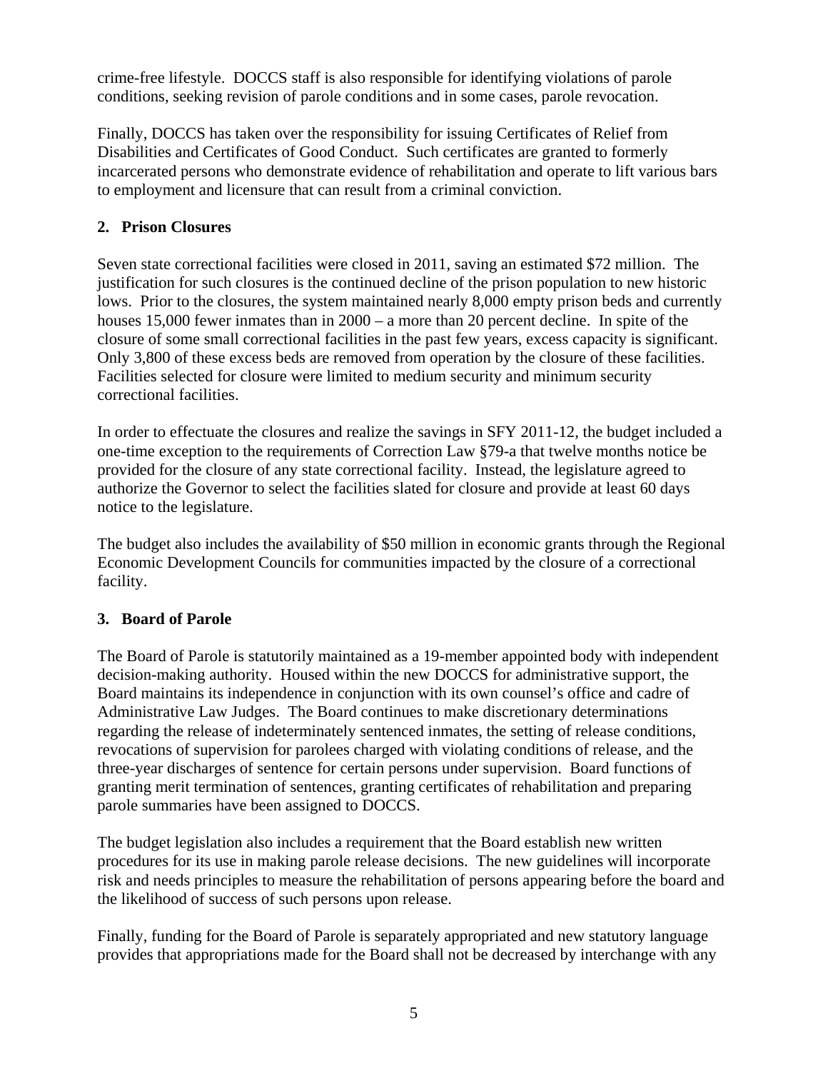crime-free lifestyle. DOCCS staff is also responsible for identifying violations of parole conditions, seeking revision of parole conditions and in some cases, parole revocation.

Finally, DOCCS has taken over the responsibility for issuing Certificates of Relief from Disabilities and Certificates of Good Conduct. Such certificates are granted to formerly incarcerated persons who demonstrate evidence of rehabilitation and operate to lift various bars to employment and licensure that can result from a criminal conviction.

**2. Prison Closures**

Seven state correctional facilities were closed in 2011, saving an estimated $72 million. The justification for such closures is the continued decline of the prison population to new historic lows. Prior to the closures, the system maintained nearly 8,000 empty prison beds and currently houses 15,000 fewer inmates than in 2000 – a more than 20 percent decline. In spite of the closure of some small correctional facilities in the past few years, excess capacity is significant. Only 3,800 of these excess beds are removed from operation by the closure of these facilities. Facilities selected for closure were limited to medium security and minimum security correctional facilities.

In order to effectuate the closures and realize the savings in SFY 2011-12, the budget included a one-time exception to the requirements of Correction Law §79-a that twelve months notice be provided for the closure of any state correctional facility. Instead, the legislature agreed to authorize the Governor to select the facilities slated for closure and provide at least 60 days notice to the legislature.

The budget also includes the availability of $50 million in economic grants through the Regional Economic Development Councils for communities impacted by the closure of a correctional facility.

**3. Board of Parole**

The Board of Parole is statutorily maintained as a 19-member appointed body with independent decision-making authority. Housed within the new DOCCS for administrative support, the Board maintains its independence in conjunction with its own counsel's office and cadre of Administrative Law Judges. The Board continues to make discretionary determinations regarding the release of indeterminately sentenced inmates, the setting of release conditions, revocations of supervision for parolees charged with violating conditions of release, and the three-year discharges of sentence for certain persons under supervision. Board functions of granting merit termination of sentences, granting certificates of rehabilitation and preparing parole summaries have been assigned to DOCCS.

The budget legislation also includes a requirement that the Board establish new written procedures for its use in making parole release decisions. The new guidelines will incorporate risk and needs principles to measure the rehabilitation of persons appearing before the board and the likelihood of success of such persons upon release.

Finally, funding for the Board of Parole is separately appropriated and new statutory language provides that appropriations made for the Board shall not be decreased by interchange with any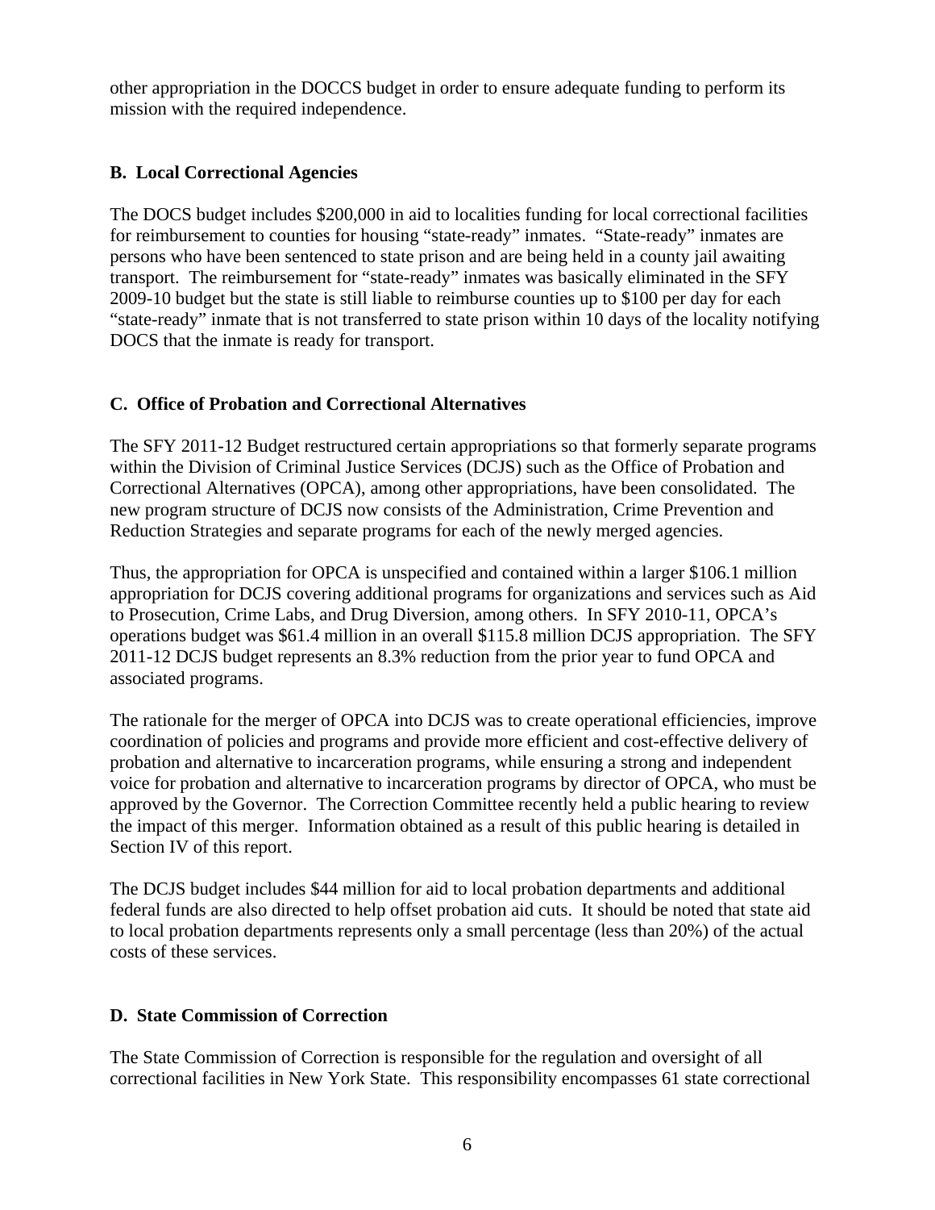other appropriation in the DOCCS budget in order to ensure adequate funding to perform its mission with the required independence.

**B. Local Correctional Agencies**

The DOCS budget includes $200,000 in aid to localities funding for local correctional facilities for reimbursement to counties for housing "state-ready" inmates. "State-ready" inmates are persons who have been sentenced to state prison and are being held in a county jail awaiting transport. The reimbursement for "state-ready" inmates was basically eliminated in the SFY 2009-10 budget but the state is still liable to reimburse counties up to $100 per day for each "state-ready" inmate that is not transferred to state prison within 10 days of the locality notifying DOCS that the inmate is ready for transport.

**C. Office of Probation and Correctional Alternatives**

The SFY 2011-12 Budget restructured certain appropriations so that formerly separate programs within the Division of Criminal Justice Services (DCJS) such as the Office of Probation and Correctional Alternatives (OPCA), among other appropriations, have been consolidated. The new program structure of DCJS now consists of the Administration, Crime Prevention and Reduction Strategies and separate programs for each of the newly merged agencies.

Thus, the appropriation for OPCA is unspecified and contained within a larger $106.1 million appropriation for DCJS covering additional programs for organizations and services such as Aid to Prosecution, Crime Labs, and Drug Diversion, among others. In SFY 2010-11, OPCA's operations budget was $61.4 million in an overall $115.8 million DCJS appropriation. The SFY 2011-12 DCJS budget represents an 8.3% reduction from the prior year to fund OPCA and associated programs.

The rationale for the merger of OPCA into DCJS was to create operational efficiencies, improve coordination of policies and programs and provide more efficient and cost-effective delivery of probation and alternative to incarceration programs, while ensuring a strong and independent voice for probation and alternative to incarceration programs by director of OPCA, who must be approved by the Governor. The Correction Committee recently held a public hearing to review the impact of this merger. Information obtained as a result of this public hearing is detailed in Section IV of this report.

The DCJS budget includes $44 million for aid to local probation departments and additional federal funds are also directed to help offset probation aid cuts. It should be noted that state aid to local probation departments represents only a small percentage (less than 20%) of the actual costs of these services.

**D. State Commission of Correction**

The State Commission of Correction is responsible for the regulation and oversight of all correctional facilities in New York State. This responsibility encompasses 61 state correctional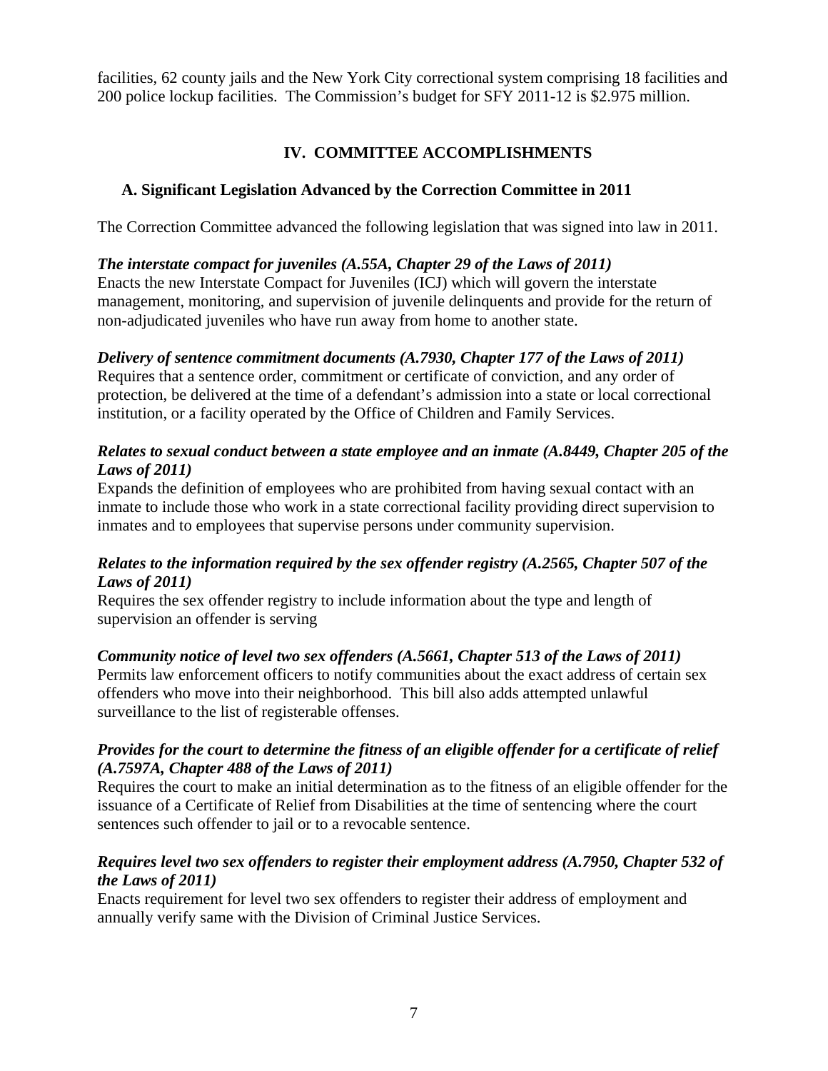facilities, 62 county jails and the New York City correctional system comprising 18 facilities and 200 police lockup facilities. The Commission's budget for SFY 2011-12 is $2.975 million.

## IV. COMMITTEE ACCOMPLISHMENTS

### A. Significant Legislation Advanced by the Correction Committee in 2011

The Correction Committee advanced the following legislation that was signed into law in 2011.

***The interstate compact for juveniles (A.55A, Chapter 29 of the Laws of 2011)***
Enacts the new Interstate Compact for Juveniles (ICJ) which will govern the interstate management, monitoring, and supervision of juvenile delinquents and provide for the return of non-adjudicated juveniles who have run away from home to another state.

***Delivery of sentence commitment documents (A.7930, Chapter 177 of the Laws of 2011)***
Requires that a sentence order, commitment or certificate of conviction, and any order of protection, be delivered at the time of a defendant's admission into a state or local correctional institution, or a facility operated by the Office of Children and Family Services.

***Relates to sexual conduct between a state employee and an inmate (A.8449, Chapter 205 of the Laws of 2011)***
Expands the definition of employees who are prohibited from having sexual contact with an inmate to include those who work in a state correctional facility providing direct supervision to inmates and to employees that supervise persons under community supervision.

***Relates to the information required by the sex offender registry (A.2565, Chapter 507 of the Laws of 2011)***
Requires the sex offender registry to include information about the type and length of supervision an offender is serving

***Community notice of level two sex offenders (A.5661, Chapter 513 of the Laws of 2011)***
Permits law enforcement officers to notify communities about the exact address of certain sex offenders who move into their neighborhood. This bill also adds attempted unlawful surveillance to the list of registerable offenses.

***Provides for the court to determine the fitness of an eligible offender for a certificate of relief (A.7597A, Chapter 488 of the Laws of 2011)***
Requires the court to make an initial determination as to the fitness of an eligible offender for the issuance of a Certificate of Relief from Disabilities at the time of sentencing where the court sentences such offender to jail or to a revocable sentence.

***Requires level two sex offenders to register their employment address (A.7950, Chapter 532 of the Laws of 2011)***
Enacts requirement for level two sex offenders to register their address of employment and annually verify same with the Division of Criminal Justice Services.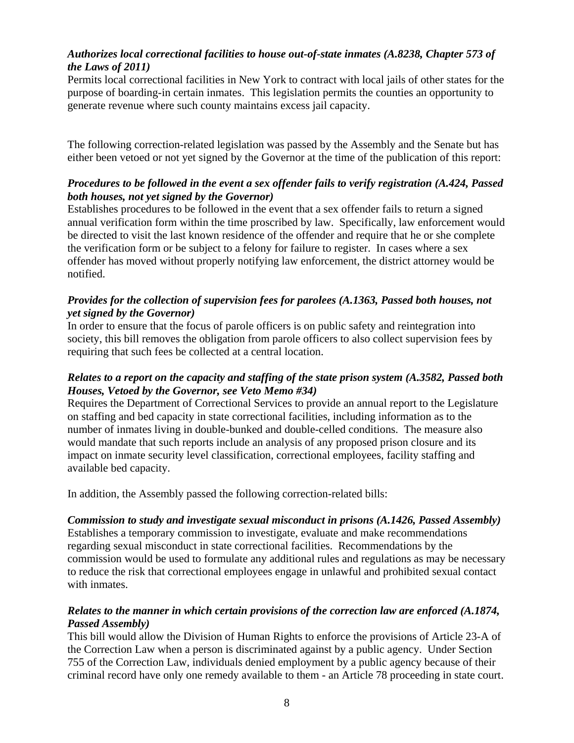***Authorizes local correctional facilities to house out-of-state inmates (A.8238, Chapter 573 of the Laws of 2011)***
Permits local correctional facilities in New York to contract with local jails of other states for the purpose of boarding-in certain inmates. This legislation permits the counties an opportunity to generate revenue where such county maintains excess jail capacity.

The following correction-related legislation was passed by the Assembly and the Senate but has either been vetoed or not yet signed by the Governor at the time of the publication of this report:

***Procedures to be followed in the event a sex offender fails to verify registration (A.424, Passed both houses, not yet signed by the Governor)***
Establishes procedures to be followed in the event that a sex offender fails to return a signed annual verification form within the time proscribed by law. Specifically, law enforcement would be directed to visit the last known residence of the offender and require that he or she complete the verification form or be subject to a felony for failure to register. In cases where a sex offender has moved without properly notifying law enforcement, the district attorney would be notified.

***Provides for the collection of supervision fees for parolees (A.1363, Passed both houses, not yet signed by the Governor)***
In order to ensure that the focus of parole officers is on public safety and reintegration into society, this bill removes the obligation from parole officers to also collect supervision fees by requiring that such fees be collected at a central location.

***Relates to a report on the capacity and staffing of the state prison system (A.3582, Passed both Houses, Vetoed by the Governor, see Veto Memo #34)***
Requires the Department of Correctional Services to provide an annual report to the Legislature on staffing and bed capacity in state correctional facilities, including information as to the number of inmates living in double-bunked and double-celled conditions. The measure also would mandate that such reports include an analysis of any proposed prison closure and its impact on inmate security level classification, correctional employees, facility staffing and available bed capacity.

In addition, the Assembly passed the following correction-related bills:

***Commission to study and investigate sexual misconduct in prisons (A.1426, Passed Assembly)***
Establishes a temporary commission to investigate, evaluate and make recommendations regarding sexual misconduct in state correctional facilities. Recommendations by the commission would be used to formulate any additional rules and regulations as may be necessary to reduce the risk that correctional employees engage in unlawful and prohibited sexual contact with inmates.

***Relates to the manner in which certain provisions of the correction law are enforced (A.1874, Passed Assembly)***
This bill would allow the Division of Human Rights to enforce the provisions of Article 23-A of the Correction Law when a person is discriminated against by a public agency. Under Section 755 of the Correction Law, individuals denied employment by a public agency because of their criminal record have only one remedy available to them - an Article 78 proceeding in state court.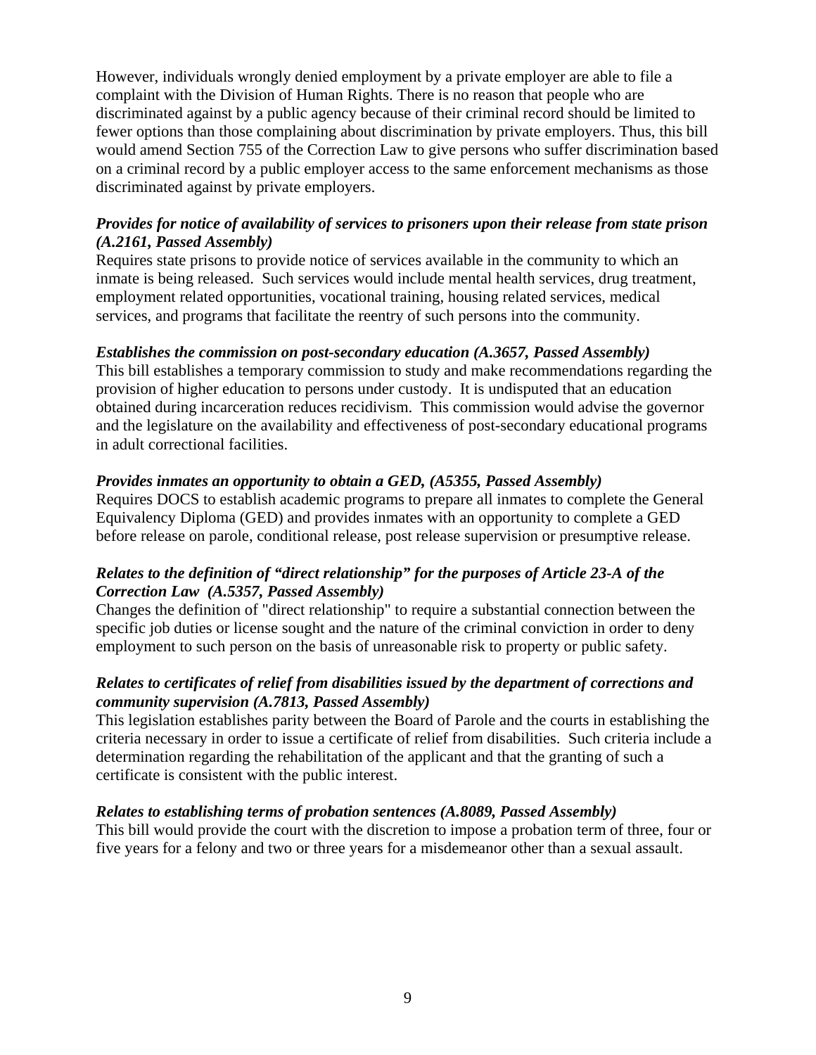However, individuals wrongly denied employment by a private employer are able to file a complaint with the Division of Human Rights. There is no reason that people who are discriminated against by a public agency because of their criminal record should be limited to fewer options than those complaining about discrimination by private employers. Thus, this bill would amend Section 755 of the Correction Law to give persons who suffer discrimination based on a criminal record by a public employer access to the same enforcement mechanisms as those discriminated against by private employers.

***Provides for notice of availability of services to prisoners upon their release from state prison (A.2161, Passed Assembly)***

Requires state prisons to provide notice of services available in the community to which an inmate is being released. Such services would include mental health services, drug treatment, employment related opportunities, vocational training, housing related services, medical services, and programs that facilitate the reentry of such persons into the community.

***Establishes the commission on post-secondary education (A.3657, Passed Assembly)***

This bill establishes a temporary commission to study and make recommendations regarding the provision of higher education to persons under custody. It is undisputed that an education obtained during incarceration reduces recidivism. This commission would advise the governor and the legislature on the availability and effectiveness of post-secondary educational programs in adult correctional facilities.

***Provides inmates an opportunity to obtain a GED, (A5355, Passed Assembly)***

Requires DOCS to establish academic programs to prepare all inmates to complete the General Equivalency Diploma (GED) and provides inmates with an opportunity to complete a GED before release on parole, conditional release, post release supervision or presumptive release.

***Relates to the definition of "direct relationship" for the purposes of Article 23-A of the Correction Law (A.5357, Passed Assembly)***

Changes the definition of "direct relationship" to require a substantial connection between the specific job duties or license sought and the nature of the criminal conviction in order to deny employment to such person on the basis of unreasonable risk to property or public safety.

***Relates to certificates of relief from disabilities issued by the department of corrections and community supervision (A.7813, Passed Assembly)***

This legislation establishes parity between the Board of Parole and the courts in establishing the criteria necessary in order to issue a certificate of relief from disabilities. Such criteria include a determination regarding the rehabilitation of the applicant and that the granting of such a certificate is consistent with the public interest.

***Relates to establishing terms of probation sentences (A.8089, Passed Assembly)***

This bill would provide the court with the discretion to impose a probation term of three, four or five years for a felony and two or three years for a misdemeanor other than a sexual assault.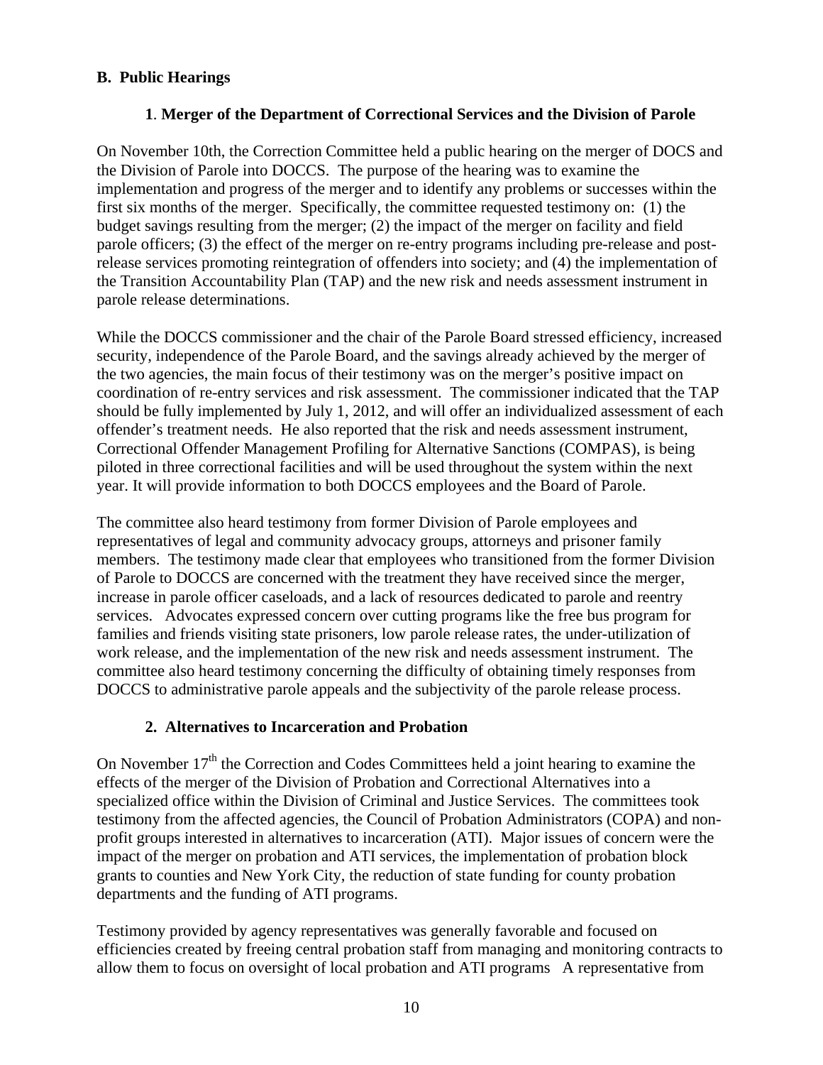## B. Public Hearings

### 1. Merger of the Department of Correctional Services and the Division of Parole

On November 10th, the Correction Committee held a public hearing on the merger of DOCS and the Division of Parole into DOCCS. The purpose of the hearing was to examine the implementation and progress of the merger and to identify any problems or successes within the first six months of the merger. Specifically, the committee requested testimony on: (1) the budget savings resulting from the merger; (2) the impact of the merger on facility and field parole officers; (3) the effect of the merger on re-entry programs including pre-release and post-release services promoting reintegration of offenders into society; and (4) the implementation of the Transition Accountability Plan (TAP) and the new risk and needs assessment instrument in parole release determinations.

While the DOCCS commissioner and the chair of the Parole Board stressed efficiency, increased security, independence of the Parole Board, and the savings already achieved by the merger of the two agencies, the main focus of their testimony was on the merger's positive impact on coordination of re-entry services and risk assessment. The commissioner indicated that the TAP should be fully implemented by July 1, 2012, and will offer an individualized assessment of each offender's treatment needs. He also reported that the risk and needs assessment instrument, Correctional Offender Management Profiling for Alternative Sanctions (COMPAS), is being piloted in three correctional facilities and will be used throughout the system within the next year. It will provide information to both DOCCS employees and the Board of Parole.

The committee also heard testimony from former Division of Parole employees and representatives of legal and community advocacy groups, attorneys and prisoner family members. The testimony made clear that employees who transitioned from the former Division of Parole to DOCCS are concerned with the treatment they have received since the merger, increase in parole officer caseloads, and a lack of resources dedicated to parole and reentry services. Advocates expressed concern over cutting programs like the free bus program for families and friends visiting state prisoners, low parole release rates, the under-utilization of work release, and the implementation of the new risk and needs assessment instrument. The committee also heard testimony concerning the difficulty of obtaining timely responses from DOCCS to administrative parole appeals and the subjectivity of the parole release process.

### 2. Alternatives to Incarceration and Probation

On November 17th the Correction and Codes Committees held a joint hearing to examine the effects of the merger of the Division of Probation and Correctional Alternatives into a specialized office within the Division of Criminal and Justice Services. The committees took testimony from the affected agencies, the Council of Probation Administrators (COPA) and non-profit groups interested in alternatives to incarceration (ATI). Major issues of concern were the impact of the merger on probation and ATI services, the implementation of probation block grants to counties and New York City, the reduction of state funding for county probation departments and the funding of ATI programs.

Testimony provided by agency representatives was generally favorable and focused on efficiencies created by freeing central probation staff from managing and monitoring contracts to allow them to focus on oversight of local probation and ATI programs A representative from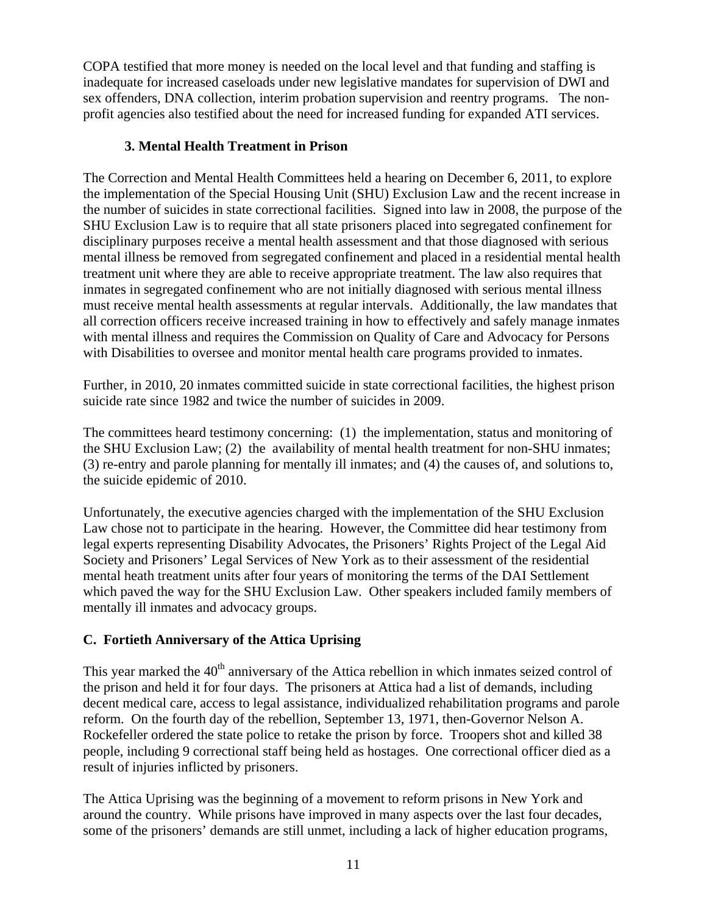COPA testified that more money is needed on the local level and that funding and staffing is inadequate for increased caseloads under new legislative mandates for supervision of DWI and sex offenders, DNA collection, interim probation supervision and reentry programs. The non-profit agencies also testified about the need for increased funding for expanded ATI services.

### 3. Mental Health Treatment in Prison

The Correction and Mental Health Committees held a hearing on December 6, 2011, to explore the implementation of the Special Housing Unit (SHU) Exclusion Law and the recent increase in the number of suicides in state correctional facilities. Signed into law in 2008, the purpose of the SHU Exclusion Law is to require that all state prisoners placed into segregated confinement for disciplinary purposes receive a mental health assessment and that those diagnosed with serious mental illness be removed from segregated confinement and placed in a residential mental health treatment unit where they are able to receive appropriate treatment. The law also requires that inmates in segregated confinement who are not initially diagnosed with serious mental illness must receive mental health assessments at regular intervals. Additionally, the law mandates that all correction officers receive increased training in how to effectively and safely manage inmates with mental illness and requires the Commission on Quality of Care and Advocacy for Persons with Disabilities to oversee and monitor mental health care programs provided to inmates.

Further, in 2010, 20 inmates committed suicide in state correctional facilities, the highest prison suicide rate since 1982 and twice the number of suicides in 2009.

The committees heard testimony concerning: (1) the implementation, status and monitoring of the SHU Exclusion Law; (2) the availability of mental health treatment for non-SHU inmates; (3) re-entry and parole planning for mentally ill inmates; and (4) the causes of, and solutions to, the suicide epidemic of 2010.

Unfortunately, the executive agencies charged with the implementation of the SHU Exclusion Law chose not to participate in the hearing. However, the Committee did hear testimony from legal experts representing Disability Advocates, the Prisoners' Rights Project of the Legal Aid Society and Prisoners' Legal Services of New York as to their assessment of the residential mental heath treatment units after four years of monitoring the terms of the DAI Settlement which paved the way for the SHU Exclusion Law. Other speakers included family members of mentally ill inmates and advocacy groups.

## C. Fortieth Anniversary of the Attica Uprising

This year marked the 40th anniversary of the Attica rebellion in which inmates seized control of the prison and held it for four days. The prisoners at Attica had a list of demands, including decent medical care, access to legal assistance, individualized rehabilitation programs and parole reform. On the fourth day of the rebellion, September 13, 1971, then-Governor Nelson A. Rockefeller ordered the state police to retake the prison by force. Troopers shot and killed 38 people, including 9 correctional staff being held as hostages. One correctional officer died as a result of injuries inflicted by prisoners.

The Attica Uprising was the beginning of a movement to reform prisons in New York and around the country. While prisons have improved in many aspects over the last four decades, some of the prisoners' demands are still unmet, including a lack of higher education programs,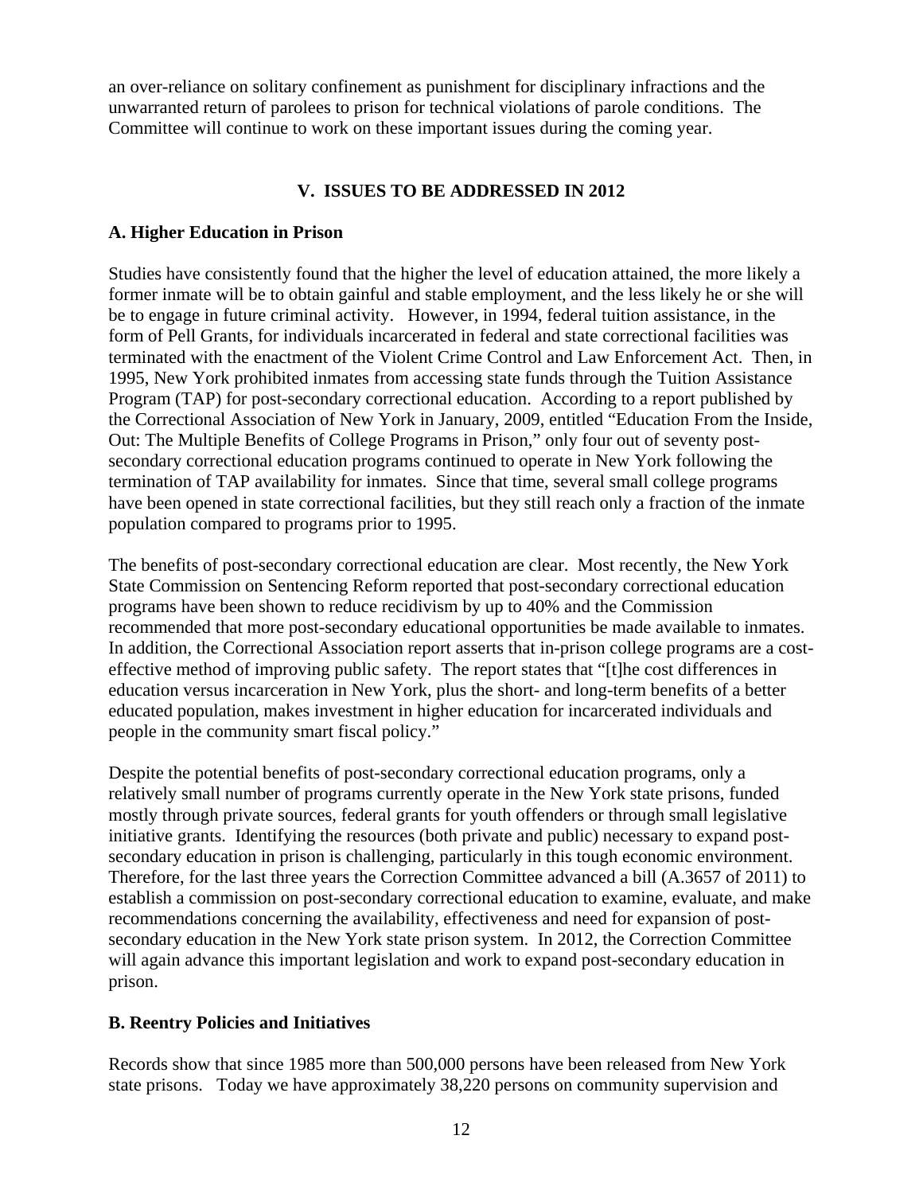an over-reliance on solitary confinement as punishment for disciplinary infractions and the unwarranted return of parolees to prison for technical violations of parole conditions. The Committee will continue to work on these important issues during the coming year.

## V. ISSUES TO BE ADDRESSED IN 2012

### A. Higher Education in Prison

Studies have consistently found that the higher the level of education attained, the more likely a former inmate will be to obtain gainful and stable employment, and the less likely he or she will be to engage in future criminal activity. However, in 1994, federal tuition assistance, in the form of Pell Grants, for individuals incarcerated in federal and state correctional facilities was terminated with the enactment of the Violent Crime Control and Law Enforcement Act. Then, in 1995, New York prohibited inmates from accessing state funds through the Tuition Assistance Program (TAP) for post-secondary correctional education. According to a report published by the Correctional Association of New York in January, 2009, entitled "Education From the Inside, Out: The Multiple Benefits of College Programs in Prison," only four out of seventy post-secondary correctional education programs continued to operate in New York following the termination of TAP availability for inmates. Since that time, several small college programs have been opened in state correctional facilities, but they still reach only a fraction of the inmate population compared to programs prior to 1995.

The benefits of post-secondary correctional education are clear. Most recently, the New York State Commission on Sentencing Reform reported that post-secondary correctional education programs have been shown to reduce recidivism by up to 40% and the Commission recommended that more post-secondary educational opportunities be made available to inmates. In addition, the Correctional Association report asserts that in-prison college programs are a cost-effective method of improving public safety. The report states that "[t]he cost differences in education versus incarceration in New York, plus the short- and long-term benefits of a better educated population, makes investment in higher education for incarcerated individuals and people in the community smart fiscal policy."

Despite the potential benefits of post-secondary correctional education programs, only a relatively small number of programs currently operate in the New York state prisons, funded mostly through private sources, federal grants for youth offenders or through small legislative initiative grants. Identifying the resources (both private and public) necessary to expand post-secondary education in prison is challenging, particularly in this tough economic environment. Therefore, for the last three years the Correction Committee advanced a bill (A.3657 of 2011) to establish a commission on post-secondary correctional education to examine, evaluate, and make recommendations concerning the availability, effectiveness and need for expansion of post-secondary education in the New York state prison system. In 2012, the Correction Committee will again advance this important legislation and work to expand post-secondary education in prison.

### B. Reentry Policies and Initiatives

Records show that since 1985 more than 500,000 persons have been released from New York state prisons. Today we have approximately 38,220 persons on community supervision and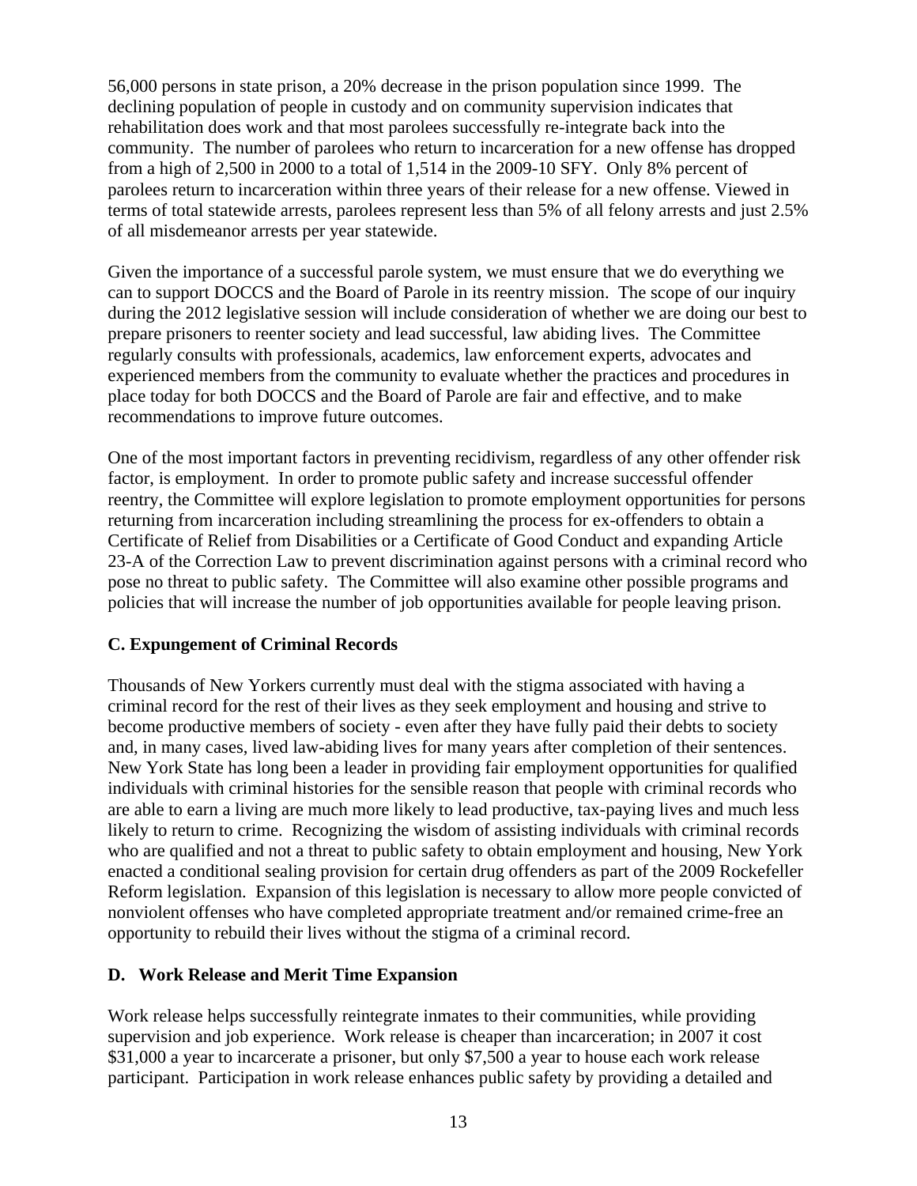56,000 persons in state prison, a 20% decrease in the prison population since 1999. The declining population of people in custody and on community supervision indicates that rehabilitation does work and that most parolees successfully re-integrate back into the community. The number of parolees who return to incarceration for a new offense has dropped from a high of 2,500 in 2000 to a total of 1,514 in the 2009-10 SFY. Only 8% percent of parolees return to incarceration within three years of their release for a new offense. Viewed in terms of total statewide arrests, parolees represent less than 5% of all felony arrests and just 2.5% of all misdemeanor arrests per year statewide.

Given the importance of a successful parole system, we must ensure that we do everything we can to support DOCCS and the Board of Parole in its reentry mission. The scope of our inquiry during the 2012 legislative session will include consideration of whether we are doing our best to prepare prisoners to reenter society and lead successful, law abiding lives. The Committee regularly consults with professionals, academics, law enforcement experts, advocates and experienced members from the community to evaluate whether the practices and procedures in place today for both DOCCS and the Board of Parole are fair and effective, and to make recommendations to improve future outcomes.

One of the most important factors in preventing recidivism, regardless of any other offender risk factor, is employment. In order to promote public safety and increase successful offender reentry, the Committee will explore legislation to promote employment opportunities for persons returning from incarceration including streamlining the process for ex-offenders to obtain a Certificate of Relief from Disabilities or a Certificate of Good Conduct and expanding Article 23-A of the Correction Law to prevent discrimination against persons with a criminal record who pose no threat to public safety. The Committee will also examine other possible programs and policies that will increase the number of job opportunities available for people leaving prison.

### C. Expungement of Criminal Records

Thousands of New Yorkers currently must deal with the stigma associated with having a criminal record for the rest of their lives as they seek employment and housing and strive to become productive members of society - even after they have fully paid their debts to society and, in many cases, lived law-abiding lives for many years after completion of their sentences. New York State has long been a leader in providing fair employment opportunities for qualified individuals with criminal histories for the sensible reason that people with criminal records who are able to earn a living are much more likely to lead productive, tax-paying lives and much less likely to return to crime. Recognizing the wisdom of assisting individuals with criminal records who are qualified and not a threat to public safety to obtain employment and housing, New York enacted a conditional sealing provision for certain drug offenders as part of the 2009 Rockefeller Reform legislation. Expansion of this legislation is necessary to allow more people convicted of nonviolent offenses who have completed appropriate treatment and/or remained crime-free an opportunity to rebuild their lives without the stigma of a criminal record.

### D. Work Release and Merit Time Expansion

Work release helps successfully reintegrate inmates to their communities, while providing supervision and job experience. Work release is cheaper than incarceration; in 2007 it cost $31,000 a year to incarcerate a prisoner, but only $7,500 a year to house each work release participant. Participation in work release enhances public safety by providing a detailed and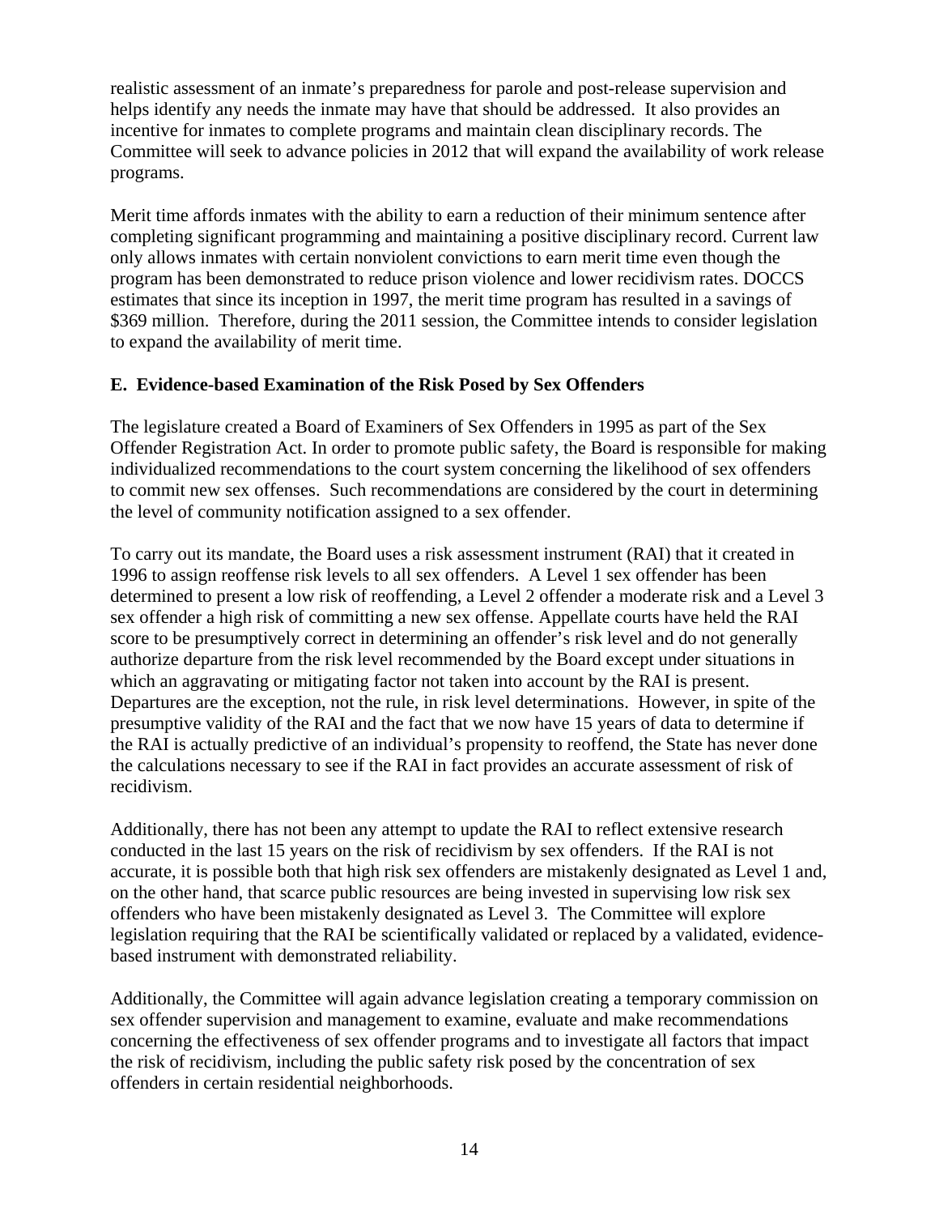realistic assessment of an inmate's preparedness for parole and post-release supervision and helps identify any needs the inmate may have that should be addressed. It also provides an incentive for inmates to complete programs and maintain clean disciplinary records. The Committee will seek to advance policies in 2012 that will expand the availability of work release programs.

Merit time affords inmates with the ability to earn a reduction of their minimum sentence after completing significant programming and maintaining a positive disciplinary record. Current law only allows inmates with certain nonviolent convictions to earn merit time even though the program has been demonstrated to reduce prison violence and lower recidivism rates. DOCCS estimates that since its inception in 1997, the merit time program has resulted in a savings of $369 million. Therefore, during the 2011 session, the Committee intends to consider legislation to expand the availability of merit time.

### E. Evidence-based Examination of the Risk Posed by Sex Offenders

The legislature created a Board of Examiners of Sex Offenders in 1995 as part of the Sex Offender Registration Act. In order to promote public safety, the Board is responsible for making individualized recommendations to the court system concerning the likelihood of sex offenders to commit new sex offenses. Such recommendations are considered by the court in determining the level of community notification assigned to a sex offender.

To carry out its mandate, the Board uses a risk assessment instrument (RAI) that it created in 1996 to assign reoffense risk levels to all sex offenders. A Level 1 sex offender has been determined to present a low risk of reoffending, a Level 2 offender a moderate risk and a Level 3 sex offender a high risk of committing a new sex offense. Appellate courts have held the RAI score to be presumptively correct in determining an offender's risk level and do not generally authorize departure from the risk level recommended by the Board except under situations in which an aggravating or mitigating factor not taken into account by the RAI is present. Departures are the exception, not the rule, in risk level determinations. However, in spite of the presumptive validity of the RAI and the fact that we now have 15 years of data to determine if the RAI is actually predictive of an individual's propensity to reoffend, the State has never done the calculations necessary to see if the RAI in fact provides an accurate assessment of risk of recidivism.

Additionally, there has not been any attempt to update the RAI to reflect extensive research conducted in the last 15 years on the risk of recidivism by sex offenders. If the RAI is not accurate, it is possible both that high risk sex offenders are mistakenly designated as Level 1 and, on the other hand, that scarce public resources are being invested in supervising low risk sex offenders who have been mistakenly designated as Level 3. The Committee will explore legislation requiring that the RAI be scientifically validated or replaced by a validated, evidence-based instrument with demonstrated reliability.

Additionally, the Committee will again advance legislation creating a temporary commission on sex offender supervision and management to examine, evaluate and make recommendations concerning the effectiveness of sex offender programs and to investigate all factors that impact the risk of recidivism, including the public safety risk posed by the concentration of sex offenders in certain residential neighborhoods.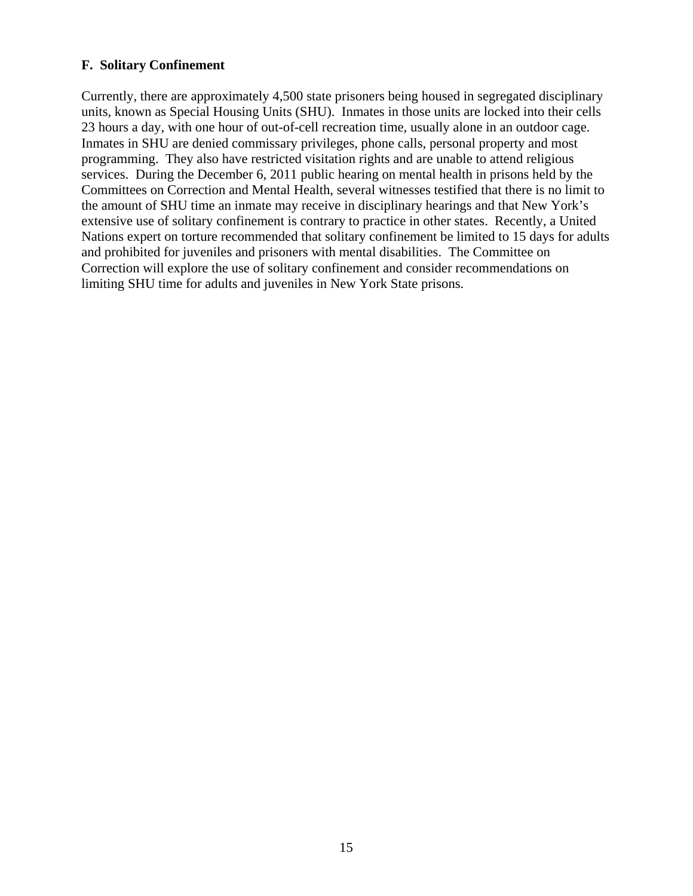### F. Solitary Confinement

Currently, there are approximately 4,500 state prisoners being housed in segregated disciplinary units, known as Special Housing Units (SHU). Inmates in those units are locked into their cells 23 hours a day, with one hour of out-of-cell recreation time, usually alone in an outdoor cage. Inmates in SHU are denied commissary privileges, phone calls, personal property and most programming. They also have restricted visitation rights and are unable to attend religious services. During the December 6, 2011 public hearing on mental health in prisons held by the Committees on Correction and Mental Health, several witnesses testified that there is no limit to the amount of SHU time an inmate may receive in disciplinary hearings and that New York's extensive use of solitary confinement is contrary to practice in other states. Recently, a United Nations expert on torture recommended that solitary confinement be limited to 15 days for adults and prohibited for juveniles and prisoners with mental disabilities. The Committee on Correction will explore the use of solitary confinement and consider recommendations on limiting SHU time for adults and juveniles in New York State prisons.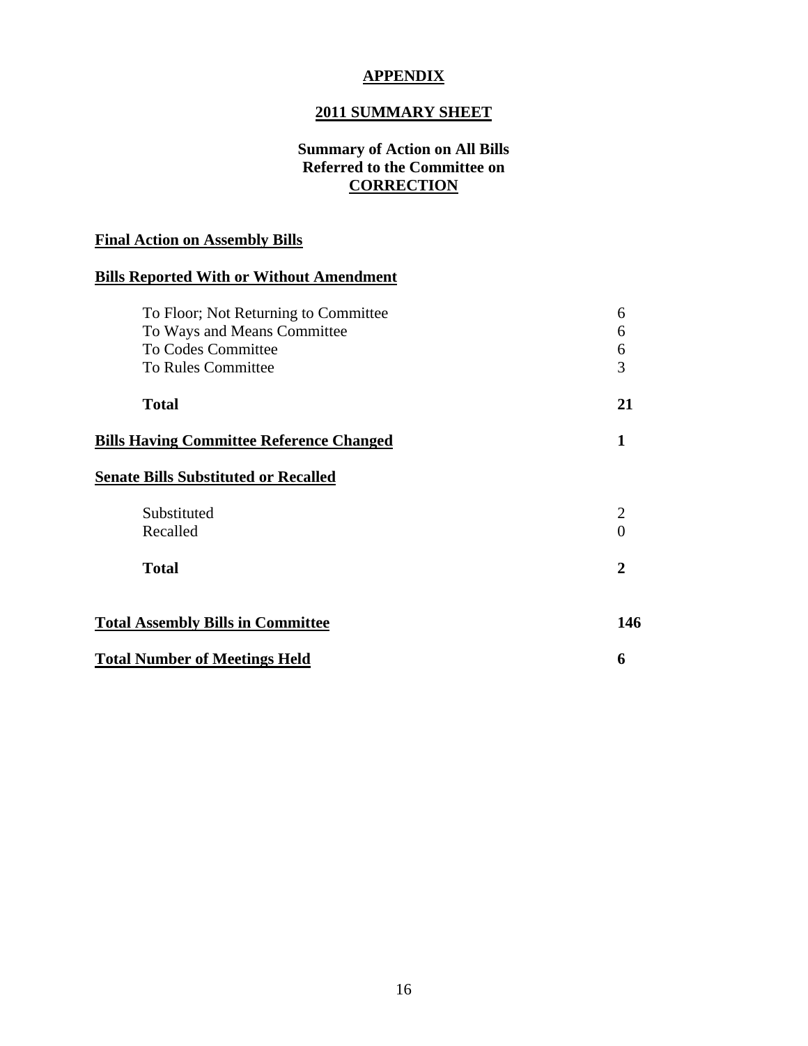# APPENDIX

## 2011 SUMMARY SHEET

### Summary of Action on All Bills Referred to the Committee on CORRECTION

**Final Action on Assembly Bills**

**Bills Reported With or Without Amendment**

| | |
|---|---|
| To Floor; Not Returning to Committee | 6 |
| To Ways and Means Committee | 6 |
| To Codes Committee | 6 |
| To Rules Committee | 3 |
| **Total** | **21** |

| | |
|---|---|
| **Bills Having Committee Reference Changed** | **1** |

**Senate Bills Substituted or Recalled**

| | |
|---|---|
| Substituted | 2 |
| Recalled | 0 |
| **Total** | **2** |

| | |
|---|---|
| **Total Assembly Bills in Committee** | **146** |
| **Total Number of Meetings Held** | **6** |